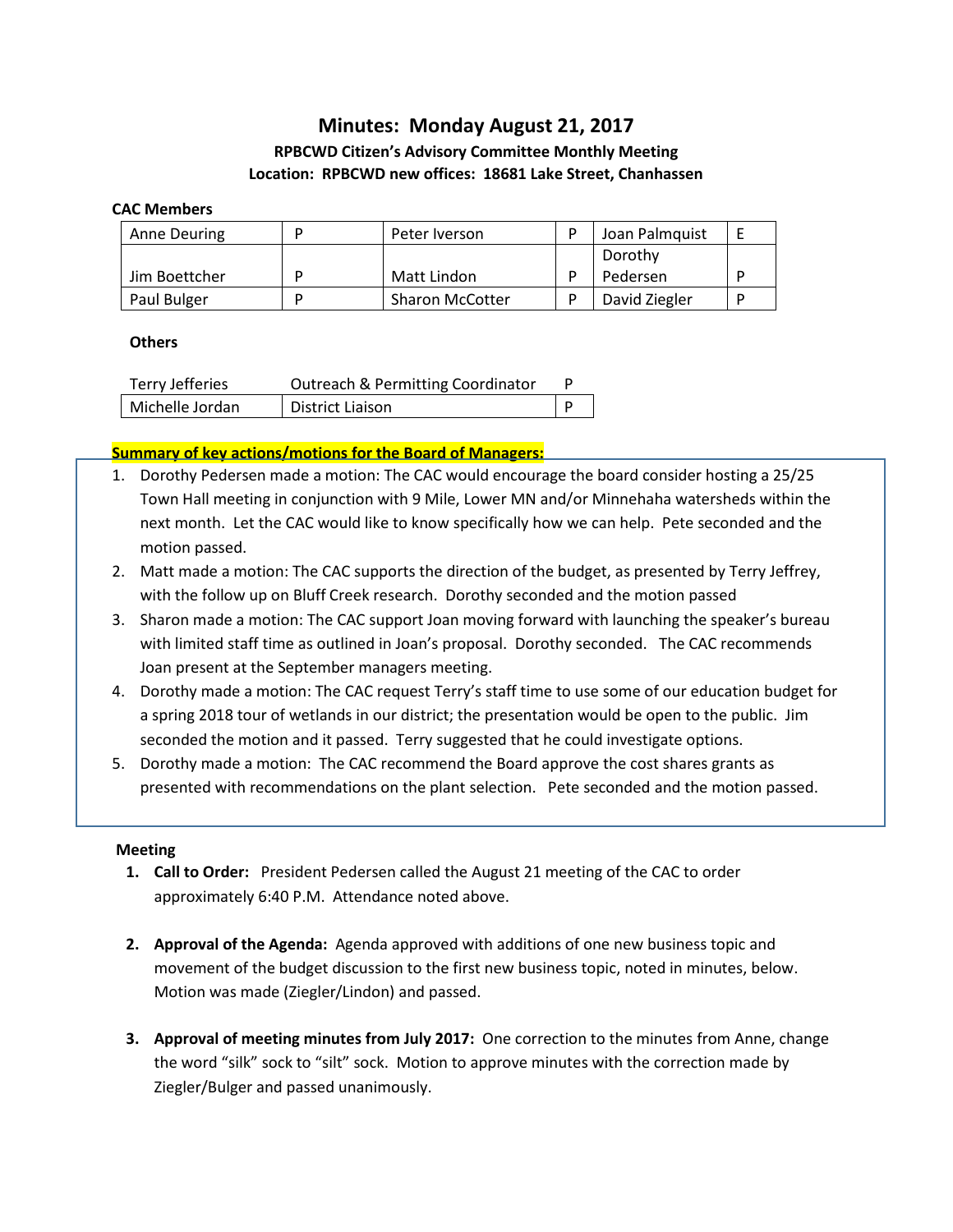# Minutes: Monday August 21, 2017

### RPBCWD Citizen's Advisory Committee Monthly Meeting

### Location: RPBCWD new offices: 18681 Lake Street, Chanhassen

**CAC Members**

| Anne Deuring | P | Peter Iverson | P | Joan Palmquist | E |
|---|---|---|---|---|---|
| Jim Boettcher | P | Matt Lindon | P | Dorothy Pedersen | P |
| Paul Bulger | P | Sharon McCotter | P | David Ziegler | P |

**Others**

| Terry Jefferies | Outreach & Permitting Coordinator | P |
|---|---|---|
| Michelle Jordan | District Liaison | P |

**Summary of key actions/motions for the Board of Managers:**

1. Dorothy Pedersen made a motion: The CAC would encourage the board consider hosting a 25/25 Town Hall meeting in conjunction with 9 Mile, Lower MN and/or Minnehaha watersheds within the next month. Let the CAC would like to know specifically how we can help. Pete seconded and the motion passed.
2. Matt made a motion: The CAC supports the direction of the budget, as presented by Terry Jeffrey, with the follow up on Bluff Creek research. Dorothy seconded and the motion passed
3. Sharon made a motion: The CAC support Joan moving forward with launching the speaker's bureau with limited staff time as outlined in Joan's proposal. Dorothy seconded. The CAC recommends Joan present at the September managers meeting.
4. Dorothy made a motion: The CAC request Terry's staff time to use some of our education budget for a spring 2018 tour of wetlands in our district; the presentation would be open to the public. Jim seconded the motion and it passed. Terry suggested that he could investigate options.
5. Dorothy made a motion: The CAC recommend the Board approve the cost shares grants as presented with recommendations on the plant selection. Pete seconded and the motion passed.

**Meeting**

1. **Call to Order:** President Pedersen called the August 21 meeting of the CAC to order approximately 6:40 P.M. Attendance noted above.

2. **Approval of the Agenda:** Agenda approved with additions of one new business topic and movement of the budget discussion to the first new business topic, noted in minutes, below. Motion was made (Ziegler/Lindon) and passed.

3. **Approval of meeting minutes from July 2017:** One correction to the minutes from Anne, change the word "silk" sock to "silt" sock. Motion to approve minutes with the correction made by Ziegler/Bulger and passed unanimously.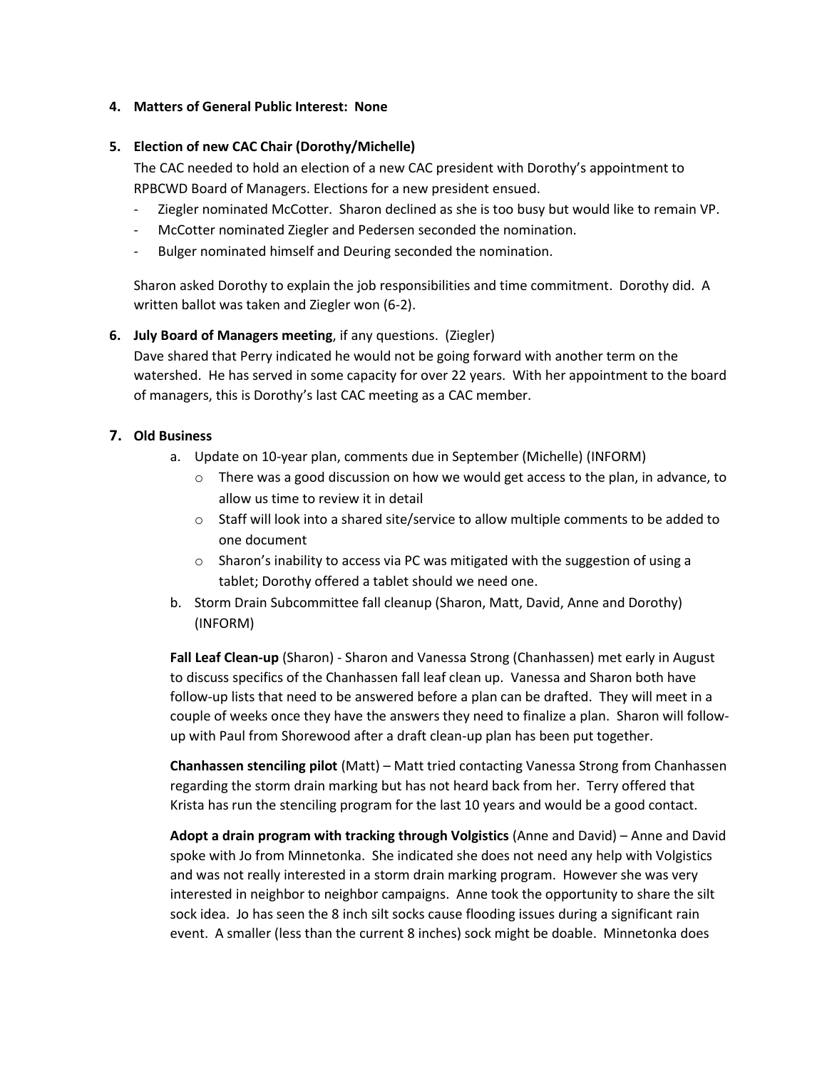**4. Matters of General Public Interest: None**

**5. Election of new CAC Chair (Dorothy/Michelle)**

The CAC needed to hold an election of a new CAC president with Dorothy's appointment to RPBCWD Board of Managers. Elections for a new president ensued.

- Ziegler nominated McCotter. Sharon declined as she is too busy but would like to remain VP.
- McCotter nominated Ziegler and Pedersen seconded the nomination.
- Bulger nominated himself and Deuring seconded the nomination.

Sharon asked Dorothy to explain the job responsibilities and time commitment. Dorothy did. A written ballot was taken and Ziegler won (6-2).

**6. July Board of Managers meeting**, if any questions. (Ziegler)

Dave shared that Perry indicated he would not be going forward with another term on the watershed. He has served in some capacity for over 22 years. With her appointment to the board of managers, this is Dorothy's last CAC meeting as a CAC member.

**7. Old Business**

a. Update on 10-year plan, comments due in September (Michelle) (INFORM)
   - There was a good discussion on how we would get access to the plan, in advance, to allow us time to review it in detail
   - Staff will look into a shared site/service to allow multiple comments to be added to one document
   - Sharon's inability to access via PC was mitigated with the suggestion of using a tablet; Dorothy offered a tablet should we need one.

b. Storm Drain Subcommittee fall cleanup (Sharon, Matt, David, Anne and Dorothy) (INFORM)

**Fall Leaf Clean-up** (Sharon) - Sharon and Vanessa Strong (Chanhassen) met early in August to discuss specifics of the Chanhassen fall leaf clean up. Vanessa and Sharon both have follow-up lists that need to be answered before a plan can be drafted. They will meet in a couple of weeks once they have the answers they need to finalize a plan. Sharon will follow-up with Paul from Shorewood after a draft clean-up plan has been put together.

**Chanhassen stenciling pilot** (Matt) – Matt tried contacting Vanessa Strong from Chanhassen regarding the storm drain marking but has not heard back from her. Terry offered that Krista has run the stenciling program for the last 10 years and would be a good contact.

**Adopt a drain program with tracking through Volgistics** (Anne and David) – Anne and David spoke with Jo from Minnetonka. She indicated she does not need any help with Volgistics and was not really interested in a storm drain marking program. However she was very interested in neighbor to neighbor campaigns. Anne took the opportunity to share the silt sock idea. Jo has seen the 8 inch silt socks cause flooding issues during a significant rain event. A smaller (less than the current 8 inches) sock might be doable. Minnetonka does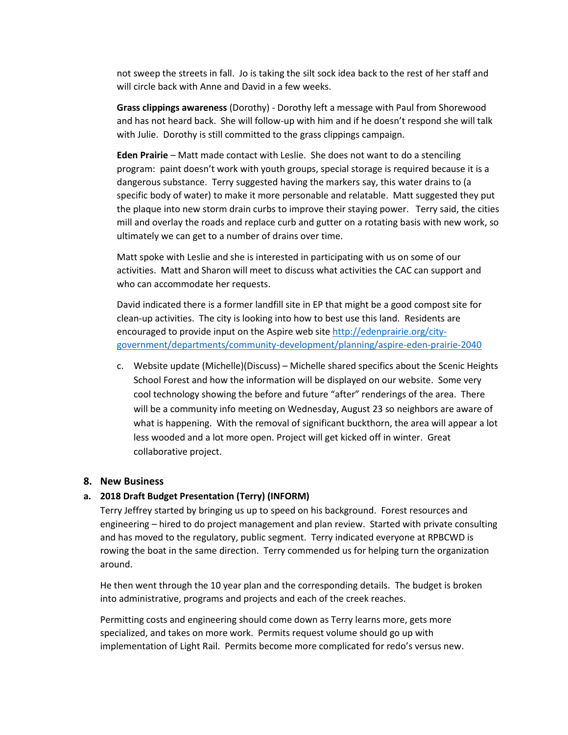not sweep the streets in fall. Jo is taking the silt sock idea back to the rest of her staff and will circle back with Anne and David in a few weeks.

**Grass clippings awareness** (Dorothy) - Dorothy left a message with Paul from Shorewood and has not heard back. She will follow-up with him and if he doesn't respond she will talk with Julie. Dorothy is still committed to the grass clippings campaign.

**Eden Prairie** – Matt made contact with Leslie. She does not want to do a stenciling program: paint doesn't work with youth groups, special storage is required because it is a dangerous substance. Terry suggested having the markers say, this water drains to (a specific body of water) to make it more personable and relatable. Matt suggested they put the plaque into new storm drain curbs to improve their staying power. Terry said, the cities mill and overlay the roads and replace curb and gutter on a rotating basis with new work, so ultimately we can get to a number of drains over time.

Matt spoke with Leslie and she is interested in participating with us on some of our activities. Matt and Sharon will meet to discuss what activities the CAC can support and who can accommodate her requests.

David indicated there is a former landfill site in EP that might be a good compost site for clean-up activities. The city is looking into how to best use this land. Residents are encouraged to provide input on the Aspire web site [http://edenprairie.org/city-government/departments/community-development/planning/aspire-eden-prairie-2040](http://edenprairie.org/city-government/departments/community-development/planning/aspire-eden-prairie-2040)

c. Website update (Michelle)(Discuss) – Michelle shared specifics about the Scenic Heights School Forest and how the information will be displayed on our website. Some very cool technology showing the before and future "after" renderings of the area. There will be a community info meeting on Wednesday, August 23 so neighbors are aware of what is happening. With the removal of significant buckthorn, the area will appear a lot less wooded and a lot more open. Project will get kicked off in winter. Great collaborative project.

## 8. New Business

### a. 2018 Draft Budget Presentation (Terry) (INFORM)

Terry Jeffrey started by bringing us up to speed on his background. Forest resources and engineering – hired to do project management and plan review. Started with private consulting and has moved to the regulatory, public segment. Terry indicated everyone at RPBCWD is rowing the boat in the same direction. Terry commended us for helping turn the organization around.

He then went through the 10 year plan and the corresponding details. The budget is broken into administrative, programs and projects and each of the creek reaches.

Permitting costs and engineering should come down as Terry learns more, gets more specialized, and takes on more work. Permits request volume should go up with implementation of Light Rail. Permits become more complicated for redo's versus new.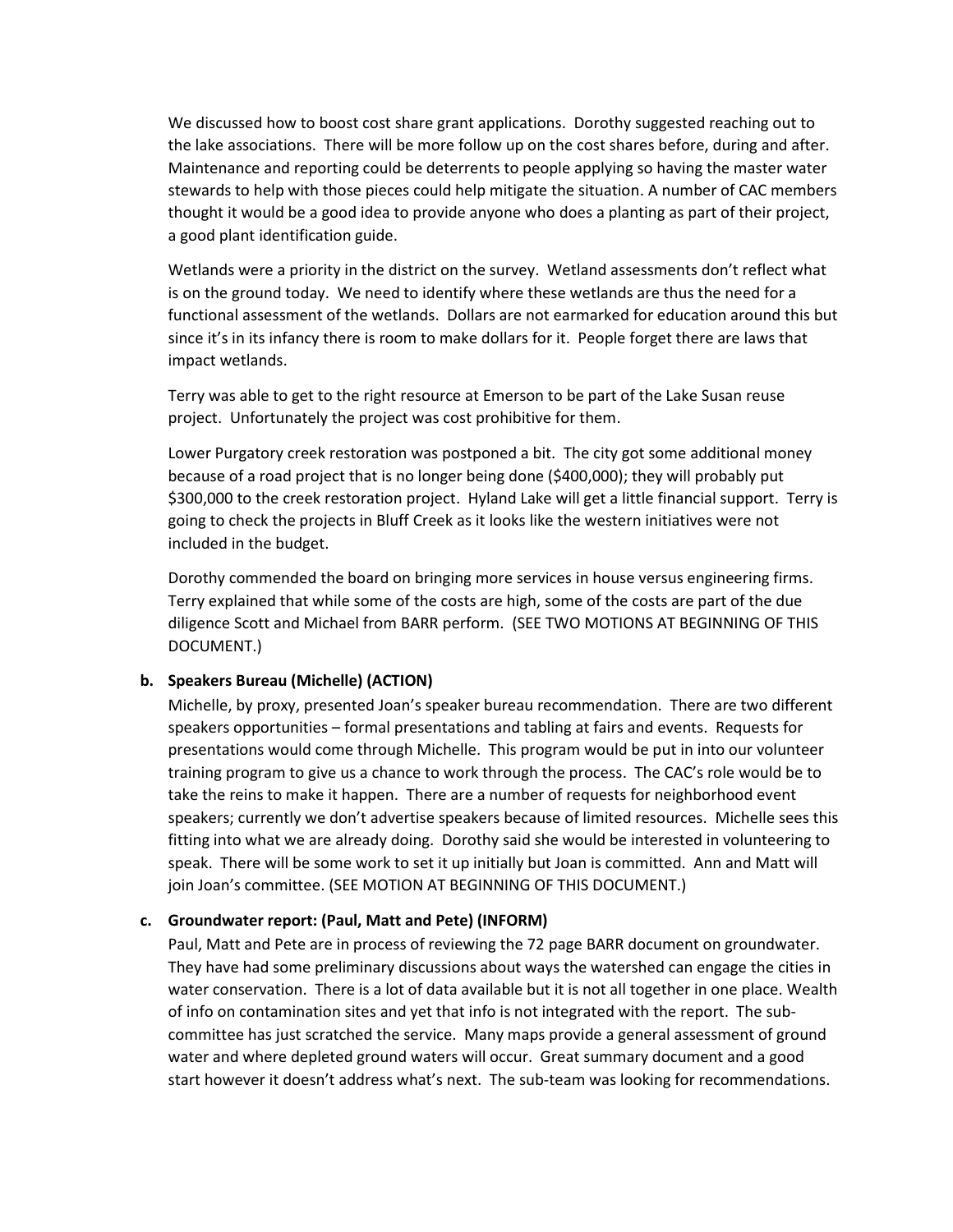We discussed how to boost cost share grant applications. Dorothy suggested reaching out to the lake associations. There will be more follow up on the cost shares before, during and after. Maintenance and reporting could be deterrents to people applying so having the master water stewards to help with those pieces could help mitigate the situation. A number of CAC members thought it would be a good idea to provide anyone who does a planting as part of their project, a good plant identification guide.

Wetlands were a priority in the district on the survey. Wetland assessments don't reflect what is on the ground today. We need to identify where these wetlands are thus the need for a functional assessment of the wetlands. Dollars are not earmarked for education around this but since it's in its infancy there is room to make dollars for it. People forget there are laws that impact wetlands.

Terry was able to get to the right resource at Emerson to be part of the Lake Susan reuse project. Unfortunately the project was cost prohibitive for them.

Lower Purgatory creek restoration was postponed a bit. The city got some additional money because of a road project that is no longer being done ($400,000); they will probably put $300,000 to the creek restoration project. Hyland Lake will get a little financial support. Terry is going to check the projects in Bluff Creek as it looks like the western initiatives were not included in the budget.

Dorothy commended the board on bringing more services in house versus engineering firms. Terry explained that while some of the costs are high, some of the costs are part of the due diligence Scott and Michael from BARR perform. (SEE TWO MOTIONS AT BEGINNING OF THIS DOCUMENT.)

**b. Speakers Bureau (Michelle) (ACTION)**

Michelle, by proxy, presented Joan's speaker bureau recommendation. There are two different speakers opportunities – formal presentations and tabling at fairs and events. Requests for presentations would come through Michelle. This program would be put in into our volunteer training program to give us a chance to work through the process. The CAC's role would be to take the reins to make it happen. There are a number of requests for neighborhood event speakers; currently we don't advertise speakers because of limited resources. Michelle sees this fitting into what we are already doing. Dorothy said she would be interested in volunteering to speak. There will be some work to set it up initially but Joan is committed. Ann and Matt will join Joan's committee. (SEE MOTION AT BEGINNING OF THIS DOCUMENT.)

**c. Groundwater report: (Paul, Matt and Pete) (INFORM)**

Paul, Matt and Pete are in process of reviewing the 72 page BARR document on groundwater. They have had some preliminary discussions about ways the watershed can engage the cities in water conservation. There is a lot of data available but it is not all together in one place. Wealth of info on contamination sites and yet that info is not integrated with the report. The sub-committee has just scratched the service. Many maps provide a general assessment of ground water and where depleted ground waters will occur. Great summary document and a good start however it doesn't address what's next. The sub-team was looking for recommendations.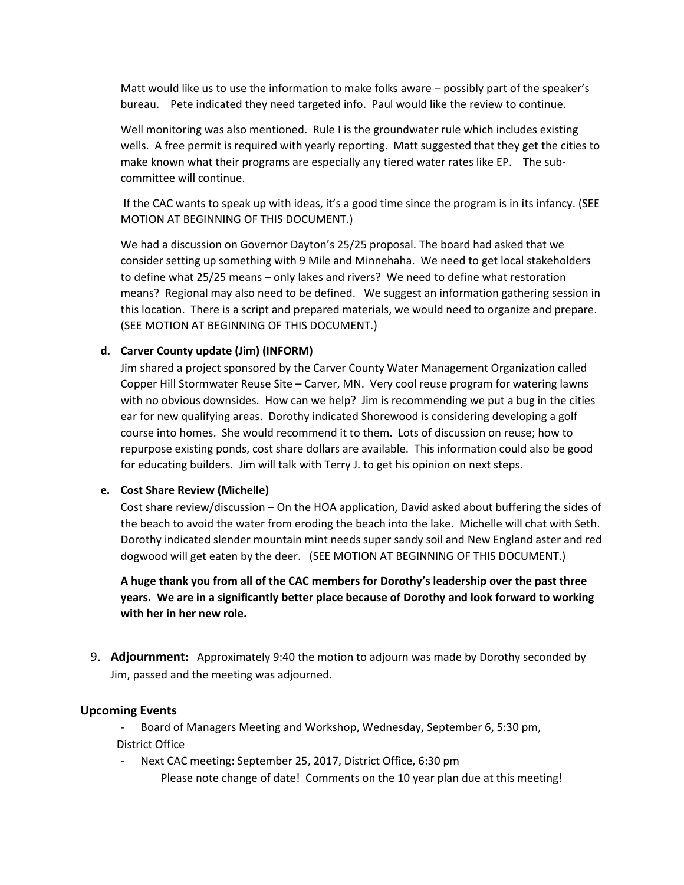Matt would like us to use the information to make folks aware – possibly part of the speaker's bureau. Pete indicated they need targeted info. Paul would like the review to continue.

Well monitoring was also mentioned. Rule I is the groundwater rule which includes existing wells. A free permit is required with yearly reporting. Matt suggested that they get the cities to make known what their programs are especially any tiered water rates like EP. The sub-committee will continue.

If the CAC wants to speak up with ideas, it's a good time since the program is in its infancy. (SEE MOTION AT BEGINNING OF THIS DOCUMENT.)

We had a discussion on Governor Dayton's 25/25 proposal. The board had asked that we consider setting up something with 9 Mile and Minnehaha. We need to get local stakeholders to define what 25/25 means – only lakes and rivers? We need to define what restoration means? Regional may also need to be defined. We suggest an information gathering session in this location. There is a script and prepared materials, we would need to organize and prepare. (SEE MOTION AT BEGINNING OF THIS DOCUMENT.)

**d. Carver County update (Jim) (INFORM)**

Jim shared a project sponsored by the Carver County Water Management Organization called Copper Hill Stormwater Reuse Site – Carver, MN. Very cool reuse program for watering lawns with no obvious downsides. How can we help? Jim is recommending we put a bug in the cities ear for new qualifying areas. Dorothy indicated Shorewood is considering developing a golf course into homes. She would recommend it to them. Lots of discussion on reuse; how to repurpose existing ponds, cost share dollars are available. This information could also be good for educating builders. Jim will talk with Terry J. to get his opinion on next steps.

**e. Cost Share Review (Michelle)**

Cost share review/discussion – On the HOA application, David asked about buffering the sides of the beach to avoid the water from eroding the beach into the lake. Michelle will chat with Seth. Dorothy indicated slender mountain mint needs super sandy soil and New England aster and red dogwood will get eaten by the deer. (SEE MOTION AT BEGINNING OF THIS DOCUMENT.)

**A huge thank you from all of the CAC members for Dorothy's leadership over the past three years. We are in a significantly better place because of Dorothy and look forward to working with her in her new role.**

9. **Adjournment:** Approximately 9:40 the motion to adjourn was made by Dorothy seconded by Jim, passed and the meeting was adjourned.

### Upcoming Events

- Board of Managers Meeting and Workshop, Wednesday, September 6, 5:30 pm, District Office
- Next CAC meeting: September 25, 2017, District Office, 6:30 pm
  Please note change of date! Comments on the 10 year plan due at this meeting!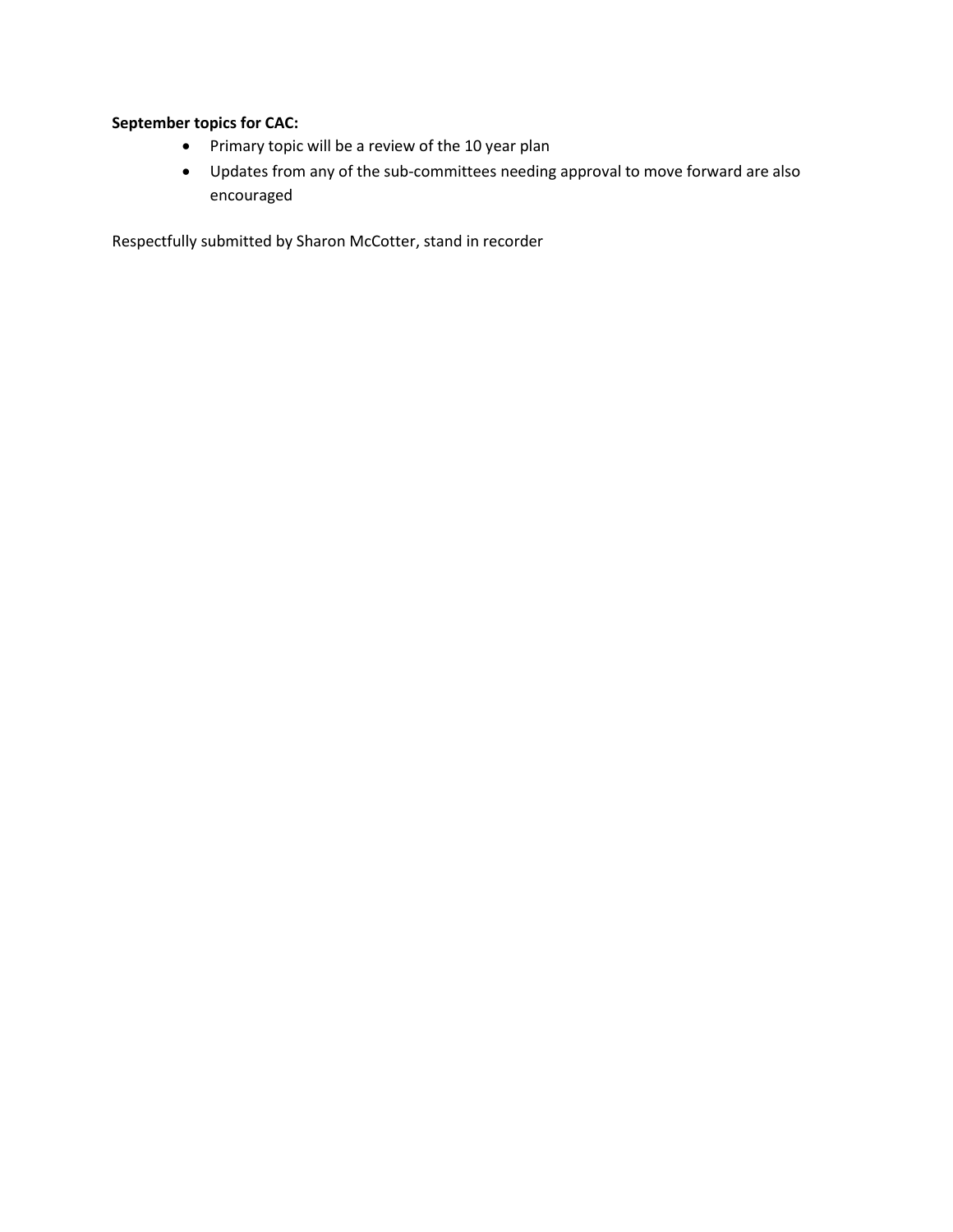**September topics for CAC:**

- Primary topic will be a review of the 10 year plan
- Updates from any of the sub-committees needing approval to move forward are also encouraged

Respectfully submitted by Sharon McCotter, stand in recorder